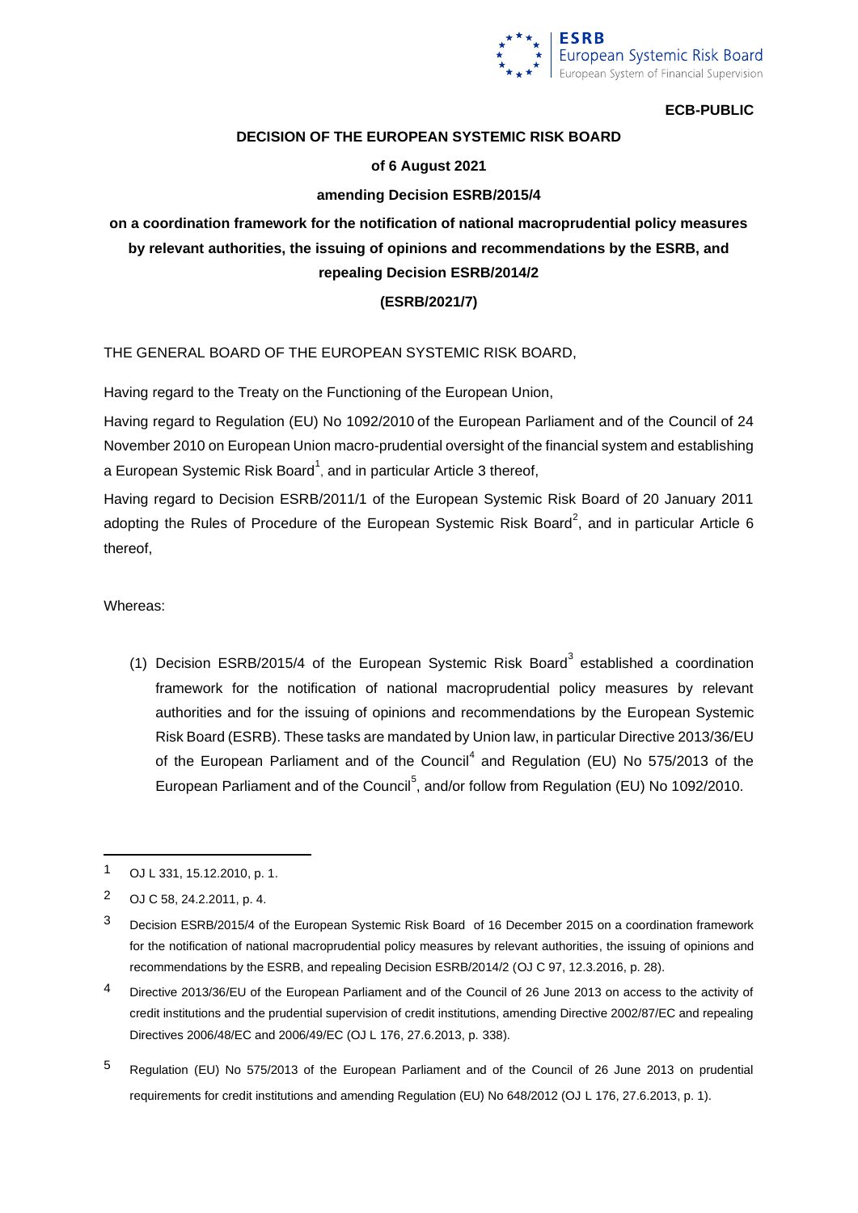**ECB-PUBLIC**

**DECISION OF THE EUROPEAN SYSTEMIC RISK BOARD**

**of 6 August 2021**

**amending Decision ESRB/2015/4**

**on a coordination framework for the notification of national macroprudential policy measures by relevant authorities, the issuing of opinions and recommendations by the ESRB, and repealing Decision ESRB/2014/2**

**(ESRB/2021/7)**

THE GENERAL BOARD OF THE EUROPEAN SYSTEMIC RISK BOARD,

Having regard to the Treaty on the Functioning of the European Union,

Having regard to Regulation (EU) No 1092/2010 of the European Parliament and of the Council of 24 November 2010 on European Union macro-prudential oversight of the financial system and establishing a European Systemic Risk Board[1], and in particular Article 3 thereof,

Having regard to Decision ESRB/2011/1 of the European Systemic Risk Board of 20 January 2011 adopting the Rules of Procedure of the European Systemic Risk Board[2], and in particular Article 6 thereof,

Whereas:

(1) Decision ESRB/2015/4 of the European Systemic Risk Board[3] established a coordination framework for the notification of national macroprudential policy measures by relevant authorities and for the issuing of opinions and recommendations by the European Systemic Risk Board (ESRB). These tasks are mandated by Union law, in particular Directive 2013/36/EU of the European Parliament and of the Council[4] and Regulation (EU) No 575/2013 of the European Parliament and of the Council[5], and/or follow from Regulation (EU) No 1092/2010.

---

[1] OJ L 331, 15.12.2010, p. 1.

[2] OJ C 58, 24.2.2011, p. 4.

[3] Decision ESRB/2015/4 of the European Systemic Risk Board of 16 December 2015 on a coordination framework for the notification of national macroprudential policy measures by relevant authorities, the issuing of opinions and recommendations by the ESRB, and repealing Decision ESRB/2014/2 (OJ C 97, 12.3.2016, p. 28).

[4] Directive 2013/36/EU of the European Parliament and of the Council of 26 June 2013 on access to the activity of credit institutions and the prudential supervision of credit institutions, amending Directive 2002/87/EC and repealing Directives 2006/48/EC and 2006/49/EC (OJ L 176, 27.6.2013, p. 338).

[5] Regulation (EU) No 575/2013 of the European Parliament and of the Council of 26 June 2013 on prudential requirements for credit institutions and amending Regulation (EU) No 648/2012 (OJ L 176, 27.6.2013, p. 1).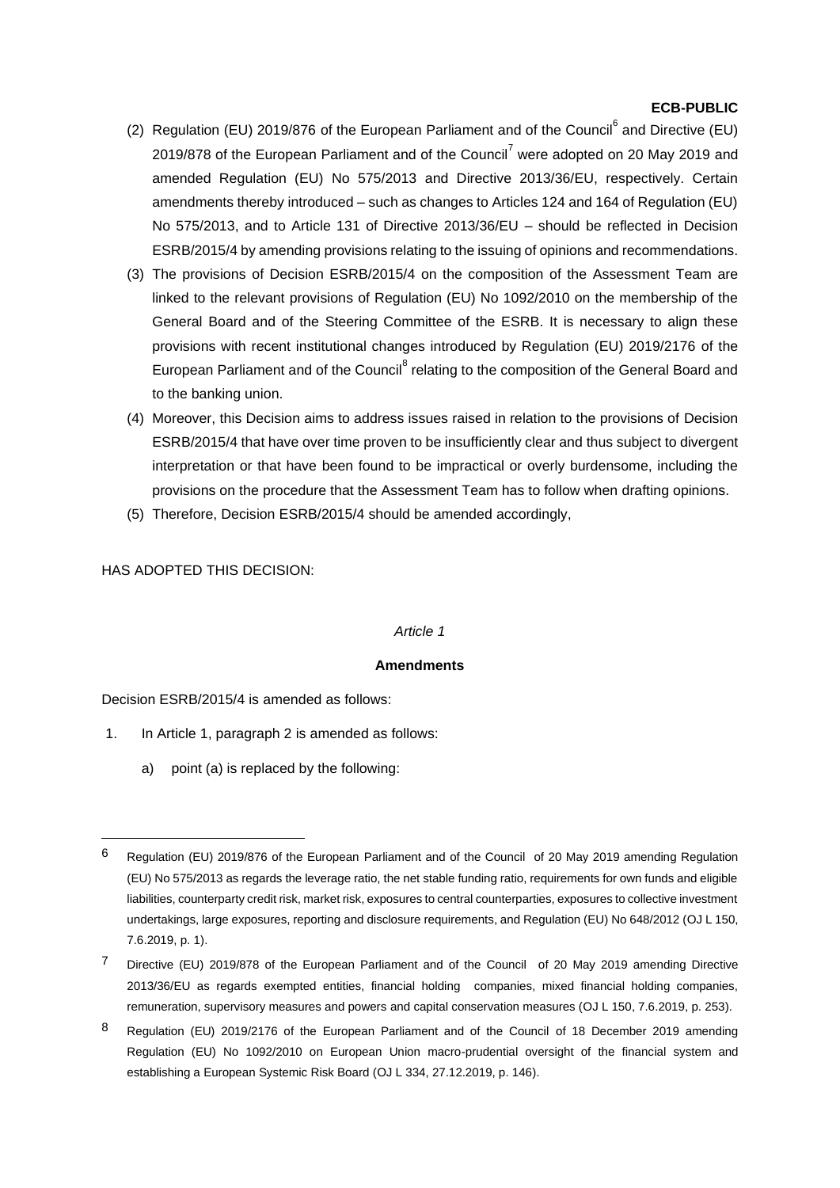(2) Regulation (EU) 2019/876 of the European Parliament and of the Council[6] and Directive (EU) 2019/878 of the European Parliament and of the Council[7] were adopted on 20 May 2019 and amended Regulation (EU) No 575/2013 and Directive 2013/36/EU, respectively. Certain amendments thereby introduced – such as changes to Articles 124 and 164 of Regulation (EU) No 575/2013, and to Article 131 of Directive 2013/36/EU – should be reflected in Decision ESRB/2015/4 by amending provisions relating to the issuing of opinions and recommendations.

(3) The provisions of Decision ESRB/2015/4 on the composition of the Assessment Team are linked to the relevant provisions of Regulation (EU) No 1092/2010 on the membership of the General Board and of the Steering Committee of the ESRB. It is necessary to align these provisions with recent institutional changes introduced by Regulation (EU) 2019/2176 of the European Parliament and of the Council[8] relating to the composition of the General Board and to the banking union.

(4) Moreover, this Decision aims to address issues raised in relation to the provisions of Decision ESRB/2015/4 that have over time proven to be insufficiently clear and thus subject to divergent interpretation or that have been found to be impractical or overly burdensome, including the provisions on the procedure that the Assessment Team has to follow when drafting opinions.

(5) Therefore, Decision ESRB/2015/4 should be amended accordingly,

HAS ADOPTED THIS DECISION:

*Article 1*

**Amendments**

Decision ESRB/2015/4 is amended as follows:

1. In Article 1, paragraph 2 is amended as follows:

   a) point (a) is replaced by the following:

---

[6] Regulation (EU) 2019/876 of the European Parliament and of the Council of 20 May 2019 amending Regulation (EU) No 575/2013 as regards the leverage ratio, the net stable funding ratio, requirements for own funds and eligible liabilities, counterparty credit risk, market risk, exposures to central counterparties, exposures to collective investment undertakings, large exposures, reporting and disclosure requirements, and Regulation (EU) No 648/2012 (OJ L 150, 7.6.2019, p. 1).

[7] Directive (EU) 2019/878 of the European Parliament and of the Council of 20 May 2019 amending Directive 2013/36/EU as regards exempted entities, financial holding companies, mixed financial holding companies, remuneration, supervisory measures and powers and capital conservation measures (OJ L 150, 7.6.2019, p. 253).

[8] Regulation (EU) 2019/2176 of the European Parliament and of the Council of 18 December 2019 amending Regulation (EU) No 1092/2010 on European Union macro-prudential oversight of the financial system and establishing a European Systemic Risk Board (OJ L 334, 27.12.2019, p. 146).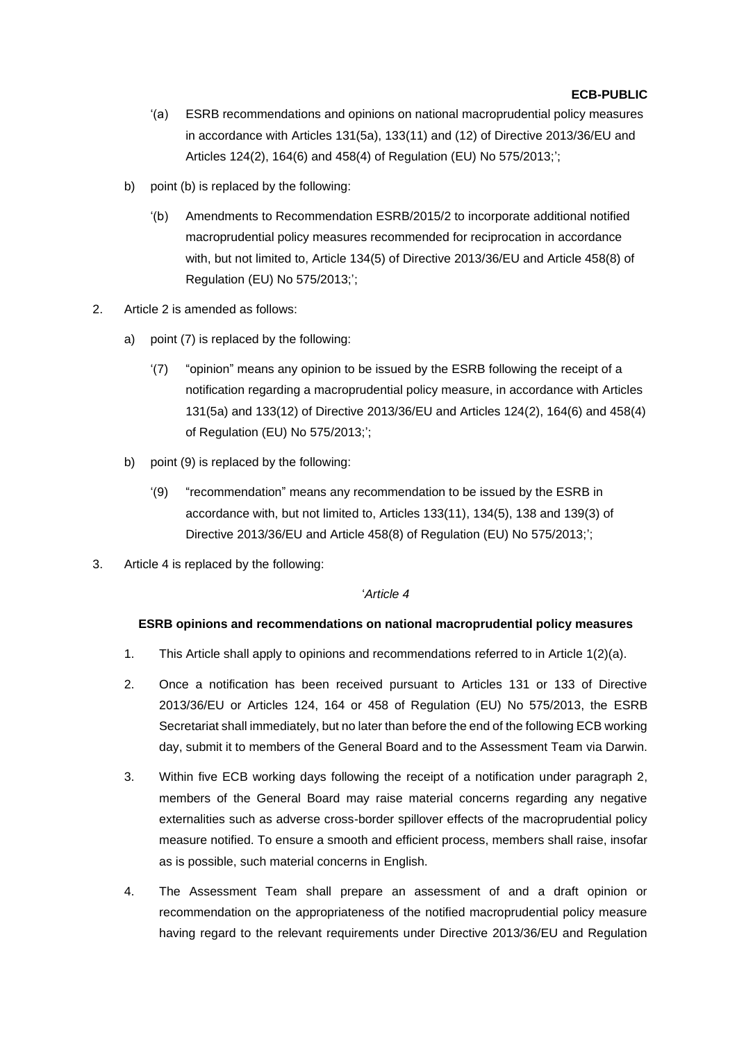'(a) ESRB recommendations and opinions on national macroprudential policy measures in accordance with Articles 131(5a), 133(11) and (12) of Directive 2013/36/EU and Articles 124(2), 164(6) and 458(4) of Regulation (EU) No 575/2013;';

b) point (b) is replaced by the following:

'(b) Amendments to Recommendation ESRB/2015/2 to incorporate additional notified macroprudential policy measures recommended for reciprocation in accordance with, but not limited to, Article 134(5) of Directive 2013/36/EU and Article 458(8) of Regulation (EU) No 575/2013;';

2. Article 2 is amended as follows:

a) point (7) is replaced by the following:

'(7) "opinion" means any opinion to be issued by the ESRB following the receipt of a notification regarding a macroprudential policy measure, in accordance with Articles 131(5a) and 133(12) of Directive 2013/36/EU and Articles 124(2), 164(6) and 458(4) of Regulation (EU) No 575/2013;';

b) point (9) is replaced by the following:

'(9) "recommendation" means any recommendation to be issued by the ESRB in accordance with, but not limited to, Articles 133(11), 134(5), 138 and 139(3) of Directive 2013/36/EU and Article 458(8) of Regulation (EU) No 575/2013;';

3. Article 4 is replaced by the following:

'*Article 4*

**ESRB opinions and recommendations on national macroprudential policy measures**

1. This Article shall apply to opinions and recommendations referred to in Article 1(2)(a).

2. Once a notification has been received pursuant to Articles 131 or 133 of Directive 2013/36/EU or Articles 124, 164 or 458 of Regulation (EU) No 575/2013, the ESRB Secretariat shall immediately, but no later than before the end of the following ECB working day, submit it to members of the General Board and to the Assessment Team via Darwin.

3. Within five ECB working days following the receipt of a notification under paragraph 2, members of the General Board may raise material concerns regarding any negative externalities such as adverse cross-border spillover effects of the macroprudential policy measure notified. To ensure a smooth and efficient process, members shall raise, insofar as is possible, such material concerns in English.

4. The Assessment Team shall prepare an assessment of and a draft opinion or recommendation on the appropriateness of the notified macroprudential policy measure having regard to the relevant requirements under Directive 2013/36/EU and Regulation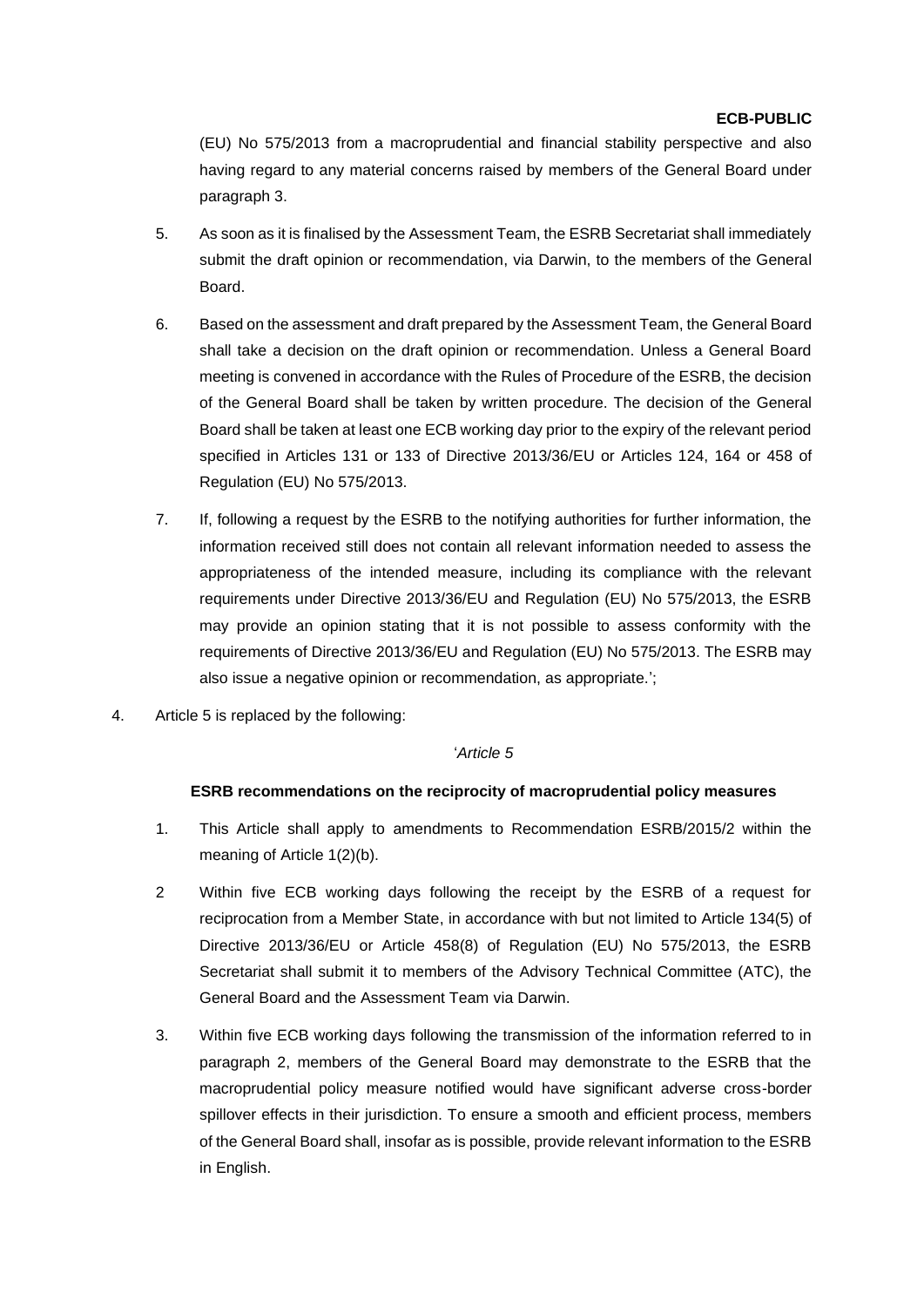(EU) No 575/2013 from a macroprudential and financial stability perspective and also having regard to any material concerns raised by members of the General Board under paragraph 3.

5. As soon as it is finalised by the Assessment Team, the ESRB Secretariat shall immediately submit the draft opinion or recommendation, via Darwin, to the members of the General Board.

6. Based on the assessment and draft prepared by the Assessment Team, the General Board shall take a decision on the draft opinion or recommendation. Unless a General Board meeting is convened in accordance with the Rules of Procedure of the ESRB, the decision of the General Board shall be taken by written procedure. The decision of the General Board shall be taken at least one ECB working day prior to the expiry of the relevant period specified in Articles 131 or 133 of Directive 2013/36/EU or Articles 124, 164 or 458 of Regulation (EU) No 575/2013.

7. If, following a request by the ESRB to the notifying authorities for further information, the information received still does not contain all relevant information needed to assess the appropriateness of the intended measure, including its compliance with the relevant requirements under Directive 2013/36/EU and Regulation (EU) No 575/2013, the ESRB may provide an opinion stating that it is not possible to assess conformity with the requirements of Directive 2013/36/EU and Regulation (EU) No 575/2013. The ESRB may also issue a negative opinion or recommendation, as appropriate.';

4. Article 5 is replaced by the following:

'*Article 5*

**ESRB recommendations on the reciprocity of macroprudential policy measures**

1. This Article shall apply to amendments to Recommendation ESRB/2015/2 within the meaning of Article 1(2)(b).

2 Within five ECB working days following the receipt by the ESRB of a request for reciprocation from a Member State, in accordance with but not limited to Article 134(5) of Directive 2013/36/EU or Article 458(8) of Regulation (EU) No 575/2013, the ESRB Secretariat shall submit it to members of the Advisory Technical Committee (ATC), the General Board and the Assessment Team via Darwin.

3. Within five ECB working days following the transmission of the information referred to in paragraph 2, members of the General Board may demonstrate to the ESRB that the macroprudential policy measure notified would have significant adverse cross-border spillover effects in their jurisdiction. To ensure a smooth and efficient process, members of the General Board shall, insofar as is possible, provide relevant information to the ESRB in English.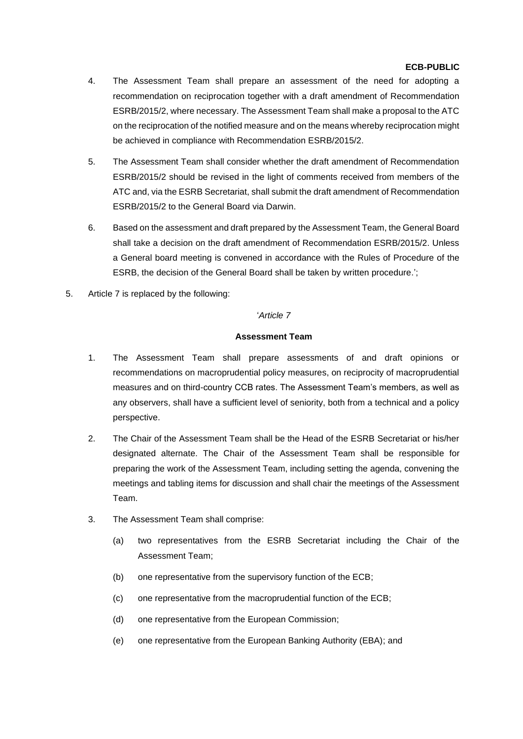4. The Assessment Team shall prepare an assessment of the need for adopting a recommendation on reciprocation together with a draft amendment of Recommendation ESRB/2015/2, where necessary. The Assessment Team shall make a proposal to the ATC on the reciprocation of the notified measure and on the means whereby reciprocation might be achieved in compliance with Recommendation ESRB/2015/2.

5. The Assessment Team shall consider whether the draft amendment of Recommendation ESRB/2015/2 should be revised in the light of comments received from members of the ATC and, via the ESRB Secretariat, shall submit the draft amendment of Recommendation ESRB/2015/2 to the General Board via Darwin.

6. Based on the assessment and draft prepared by the Assessment Team, the General Board shall take a decision on the draft amendment of Recommendation ESRB/2015/2. Unless a General board meeting is convened in accordance with the Rules of Procedure of the ESRB, the decision of the General Board shall be taken by written procedure.';

5. Article 7 is replaced by the following:

'*Article 7*

**Assessment Team**

1. The Assessment Team shall prepare assessments of and draft opinions or recommendations on macroprudential policy measures, on reciprocity of macroprudential measures and on third-country CCB rates. The Assessment Team's members, as well as any observers, shall have a sufficient level of seniority, both from a technical and a policy perspective.

2. The Chair of the Assessment Team shall be the Head of the ESRB Secretariat or his/her designated alternate. The Chair of the Assessment Team shall be responsible for preparing the work of the Assessment Team, including setting the agenda, convening the meetings and tabling items for discussion and shall chair the meetings of the Assessment Team.

3. The Assessment Team shall comprise:

   (a) two representatives from the ESRB Secretariat including the Chair of the Assessment Team;

   (b) one representative from the supervisory function of the ECB;

   (c) one representative from the macroprudential function of the ECB;

   (d) one representative from the European Commission;

   (e) one representative from the European Banking Authority (EBA); and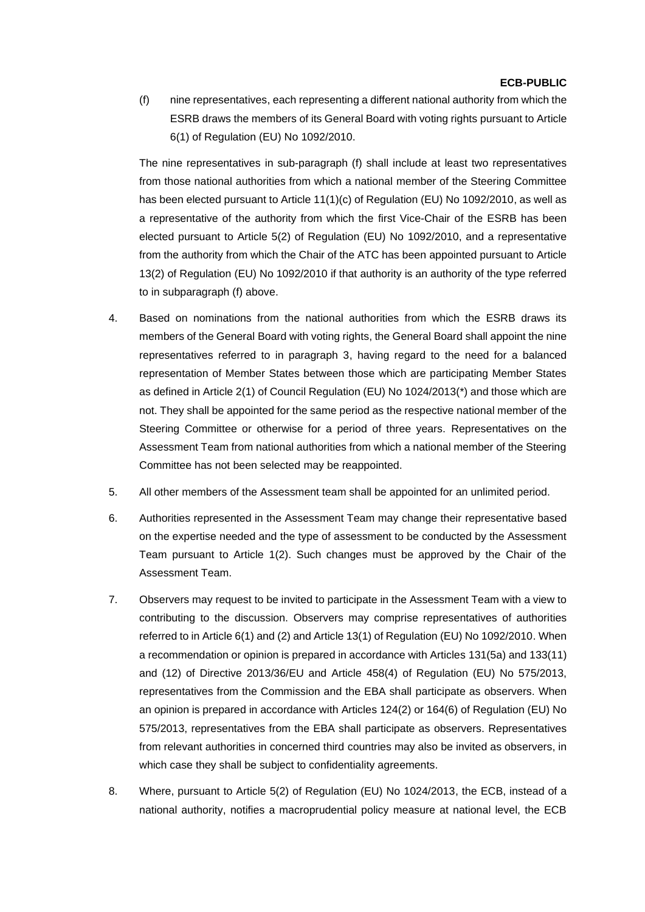(f) nine representatives, each representing a different national authority from which the ESRB draws the members of its General Board with voting rights pursuant to Article 6(1) of Regulation (EU) No 1092/2010.

The nine representatives in sub-paragraph (f) shall include at least two representatives from those national authorities from which a national member of the Steering Committee has been elected pursuant to Article 11(1)(c) of Regulation (EU) No 1092/2010, as well as a representative of the authority from which the first Vice-Chair of the ESRB has been elected pursuant to Article 5(2) of Regulation (EU) No 1092/2010, and a representative from the authority from which the Chair of the ATC has been appointed pursuant to Article 13(2) of Regulation (EU) No 1092/2010 if that authority is an authority of the type referred to in subparagraph (f) above.

4. Based on nominations from the national authorities from which the ESRB draws its members of the General Board with voting rights, the General Board shall appoint the nine representatives referred to in paragraph 3, having regard to the need for a balanced representation of Member States between those which are participating Member States as defined in Article 2(1) of Council Regulation (EU) No 1024/2013(*) and those which are not. They shall be appointed for the same period as the respective national member of the Steering Committee or otherwise for a period of three years. Representatives on the Assessment Team from national authorities from which a national member of the Steering Committee has not been selected may be reappointed.

5. All other members of the Assessment team shall be appointed for an unlimited period.

6. Authorities represented in the Assessment Team may change their representative based on the expertise needed and the type of assessment to be conducted by the Assessment Team pursuant to Article 1(2). Such changes must be approved by the Chair of the Assessment Team.

7. Observers may request to be invited to participate in the Assessment Team with a view to contributing to the discussion. Observers may comprise representatives of authorities referred to in Article 6(1) and (2) and Article 13(1) of Regulation (EU) No 1092/2010. When a recommendation or opinion is prepared in accordance with Articles 131(5a) and 133(11) and (12) of Directive 2013/36/EU and Article 458(4) of Regulation (EU) No 575/2013, representatives from the Commission and the EBA shall participate as observers. When an opinion is prepared in accordance with Articles 124(2) or 164(6) of Regulation (EU) No 575/2013, representatives from the EBA shall participate as observers. Representatives from relevant authorities in concerned third countries may also be invited as observers, in which case they shall be subject to confidentiality agreements.

8. Where, pursuant to Article 5(2) of Regulation (EU) No 1024/2013, the ECB, instead of a national authority, notifies a macroprudential policy measure at national level, the ECB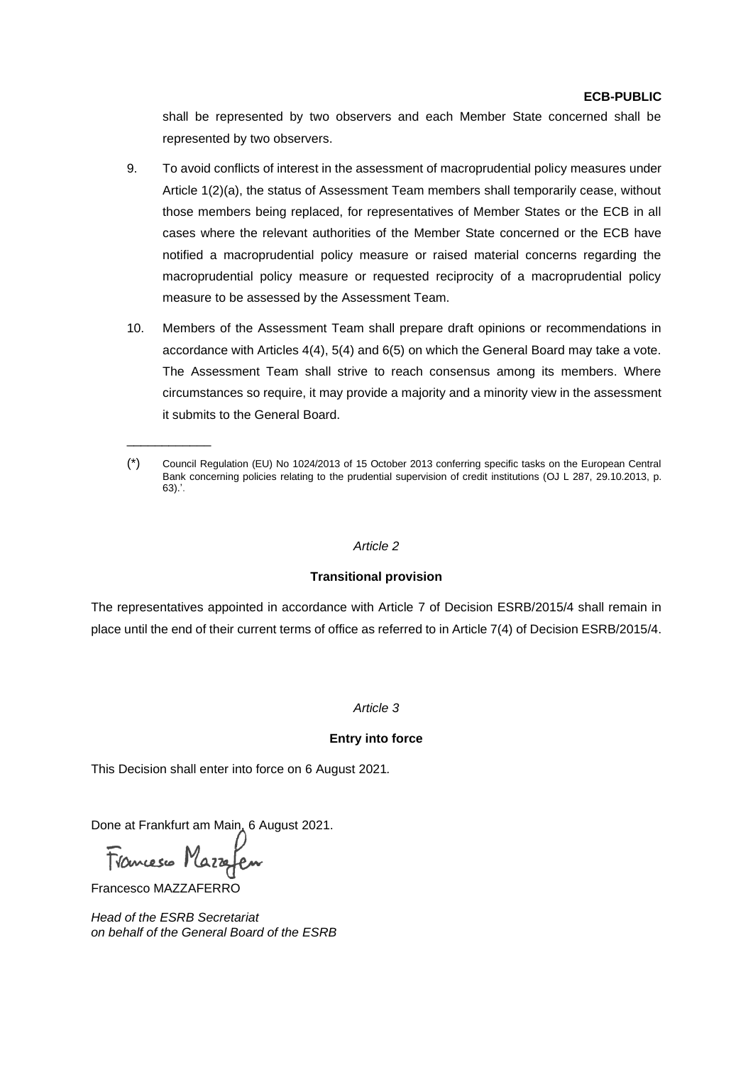shall be represented by two observers and each Member State concerned shall be represented by two observers.

9. To avoid conflicts of interest in the assessment of macroprudential policy measures under Article 1(2)(a), the status of Assessment Team members shall temporarily cease, without those members being replaced, for representatives of Member States or the ECB in all cases where the relevant authorities of the Member State concerned or the ECB have notified a macroprudential policy measure or raised material concerns regarding the macroprudential policy measure or requested reciprocity of a macroprudential policy measure to be assessed by the Assessment Team.

10. Members of the Assessment Team shall prepare draft opinions or recommendations in accordance with Articles 4(4), 5(4) and 6(5) on which the General Board may take a vote. The Assessment Team shall strive to reach consensus among its members. Where circumstances so require, it may provide a majority and a minority view in the assessment it submits to the General Board.

\_\_\_\_\_\_\_\_\_\_\_\_

(*) Council Regulation (EU) No 1024/2013 of 15 October 2013 conferring specific tasks on the European Central Bank concerning policies relating to the prudential supervision of credit institutions (OJ L 287, 29.10.2013, p. 63).'.

*Article 2*

**Transitional provision**

The representatives appointed in accordance with Article 7 of Decision ESRB/2015/4 shall remain in place until the end of their current terms of office as referred to in Article 7(4) of Decision ESRB/2015/4.

*Article 3*

**Entry into force**

This Decision shall enter into force on 6 August 2021.

Done at Frankfurt am Main, 6 August 2021.

Francesco MAZZAFERRO

*Head of the ESRB Secretariat*
*on behalf of the General Board of the ESRB*